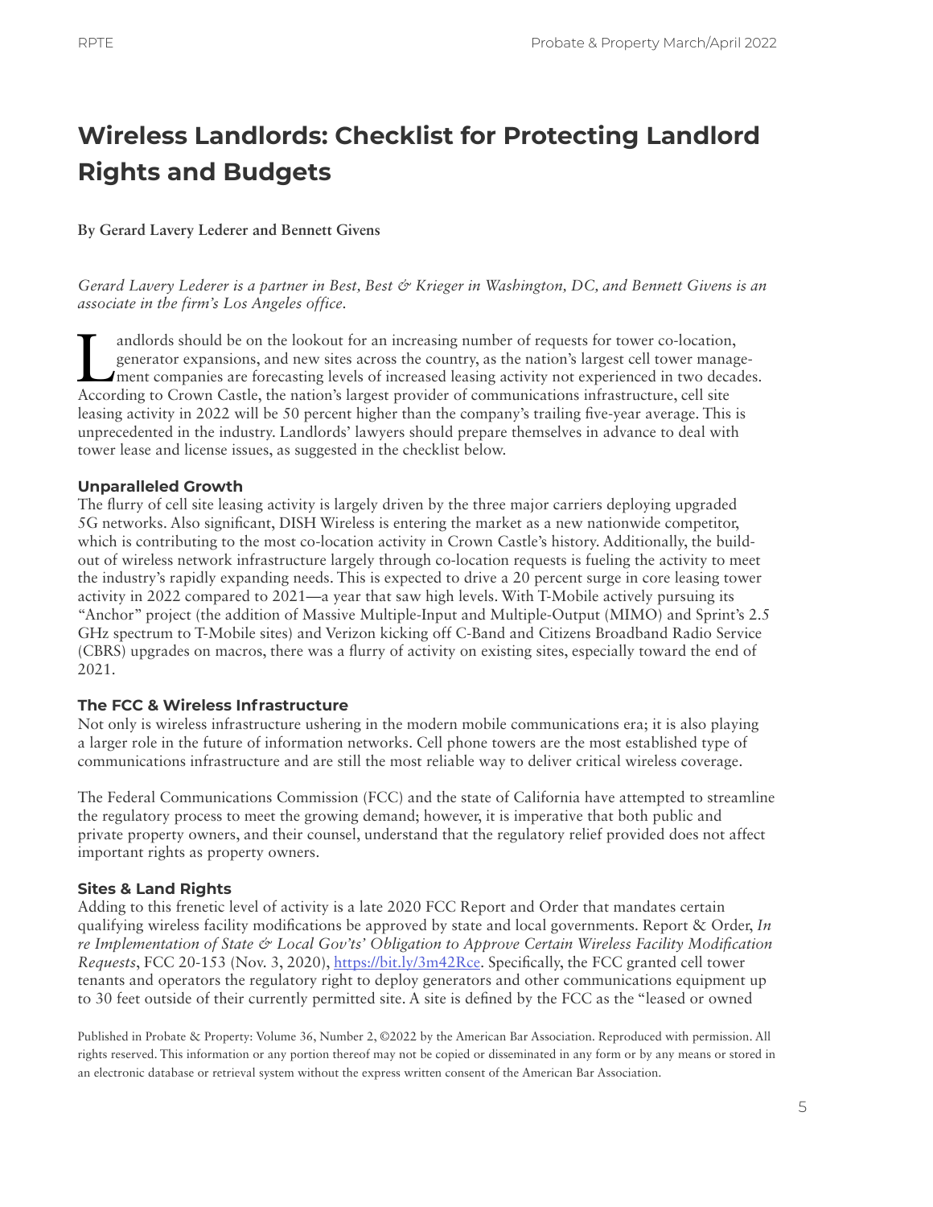# Wireless Landlords: Checklist for Protecting Landlord Rights and Budgets

**By Gerard Lavery Lederer and Bennett Givens**

*Gerard Lavery Lederer is a partner in Best, Best & Krieger in Washington, DC, and Bennett Givens is an associate in the firm's Los Angeles office.*

Landlords should be on the lookout for an increasing number of requests for tower co-location, generator expansions, and new sites across the country, as the nation's largest cell tower management companies are forecasting levels of increased leasing activity not experienced in two decades. According to Crown Castle, the nation's largest provider of communications infrastructure, cell site leasing activity in 2022 will be 50 percent higher than the company's trailing five-year average. This is unprecedented in the industry. Landlords' lawyers should prepare themselves in advance to deal with tower lease and license issues, as suggested in the checklist below.

### Unparalleled Growth

The flurry of cell site leasing activity is largely driven by the three major carriers deploying upgraded 5G networks. Also significant, DISH Wireless is entering the market as a new nationwide competitor, which is contributing to the most co-location activity in Crown Castle's history. Additionally, the build-out of wireless network infrastructure largely through co-location requests is fueling the activity to meet the industry's rapidly expanding needs. This is expected to drive a 20 percent surge in core leasing tower activity in 2022 compared to 2021—a year that saw high levels. With T-Mobile actively pursuing its "Anchor" project (the addition of Massive Multiple-Input and Multiple-Output (MIMO) and Sprint's 2.5 GHz spectrum to T-Mobile sites) and Verizon kicking off C-Band and Citizens Broadband Radio Service (CBRS) upgrades on macros, there was a flurry of activity on existing sites, especially toward the end of 2021.

### The FCC & Wireless Infrastructure

Not only is wireless infrastructure ushering in the modern mobile communications era; it is also playing a larger role in the future of information networks. Cell phone towers are the most established type of communications infrastructure and are still the most reliable way to deliver critical wireless coverage.

The Federal Communications Commission (FCC) and the state of California have attempted to streamline the regulatory process to meet the growing demand; however, it is imperative that both public and private property owners, and their counsel, understand that the regulatory relief provided does not affect important rights as property owners.

### Sites & Land Rights

Adding to this frenetic level of activity is a late 2020 FCC Report and Order that mandates certain qualifying wireless facility modifications be approved by state and local governments. Report & Order, *In re Implementation of State & Local Gov'ts' Obligation to Approve Certain Wireless Facility Modification Requests*, FCC 20-153 (Nov. 3, 2020), https://bit.ly/3m42Rce. Specifically, the FCC granted cell tower tenants and operators the regulatory right to deploy generators and other communications equipment up to 30 feet outside of their currently permitted site. A site is defined by the FCC as the "leased or owned

Published in Probate & Property: Volume 36, Number 2, ©2022 by the American Bar Association. Reproduced with permission. All rights reserved. This information or any portion thereof may not be copied or disseminated in any form or by any means or stored in an electronic database or retrieval system without the express written consent of the American Bar Association.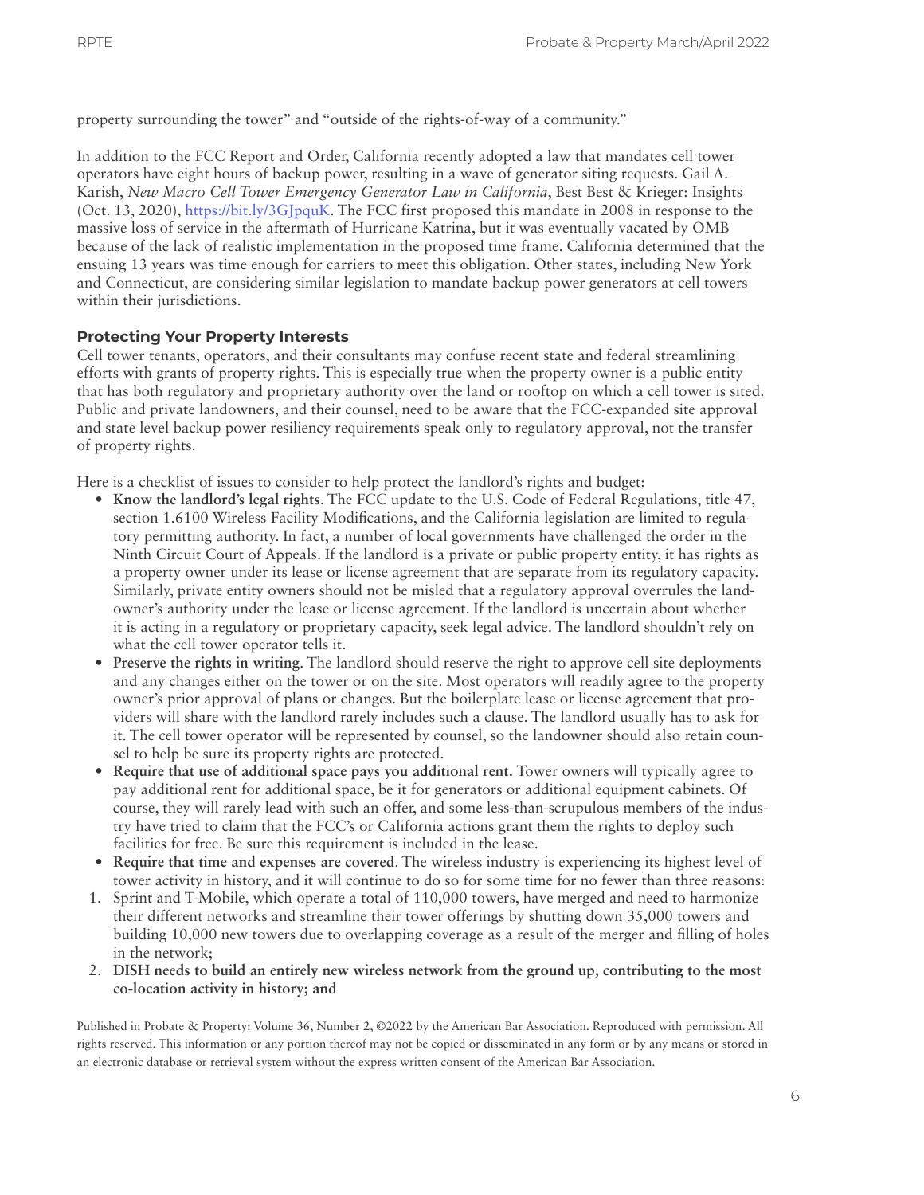property surrounding the tower" and "outside of the rights-of-way of a community."

In addition to the FCC Report and Order, California recently adopted a law that mandates cell tower operators have eight hours of backup power, resulting in a wave of generator siting requests. Gail A. Karish, *New Macro Cell Tower Emergency Generator Law in California*, Best Best & Krieger: Insights (Oct. 13, 2020), https://bit.ly/3GJpquK. The FCC first proposed this mandate in 2008 in response to the massive loss of service in the aftermath of Hurricane Katrina, but it was eventually vacated by OMB because of the lack of realistic implementation in the proposed time frame. California determined that the ensuing 13 years was time enough for carriers to meet this obligation. Other states, including New York and Connecticut, are considering similar legislation to mandate backup power generators at cell towers within their jurisdictions.

### Protecting Your Property Interests

Cell tower tenants, operators, and their consultants may confuse recent state and federal streamlining efforts with grants of property rights. This is especially true when the property owner is a public entity that has both regulatory and proprietary authority over the land or rooftop on which a cell tower is sited. Public and private landowners, and their counsel, need to be aware that the FCC-expanded site approval and state level backup power resiliency requirements speak only to regulatory approval, not the transfer of property rights.

Here is a checklist of issues to consider to help protect the landlord's rights and budget:

- **Know the landlord's legal rights**. The FCC update to the U.S. Code of Federal Regulations, title 47, section 1.6100 Wireless Facility Modifications, and the California legislation are limited to regulatory permitting authority. In fact, a number of local governments have challenged the order in the Ninth Circuit Court of Appeals. If the landlord is a private or public property entity, it has rights as a property owner under its lease or license agreement that are separate from its regulatory capacity. Similarly, private entity owners should not be misled that a regulatory approval overrules the landowner's authority under the lease or license agreement. If the landlord is uncertain about whether it is acting in a regulatory or proprietary capacity, seek legal advice. The landlord shouldn't rely on what the cell tower operator tells it.
- **Preserve the rights in writing**. The landlord should reserve the right to approve cell site deployments and any changes either on the tower or on the site. Most operators will readily agree to the property owner's prior approval of plans or changes. But the boilerplate lease or license agreement that providers will share with the landlord rarely includes such a clause. The landlord usually has to ask for it. The cell tower operator will be represented by counsel, so the landowner should also retain counsel to help be sure its property rights are protected.
- **Require that use of additional space pays you additional rent.** Tower owners will typically agree to pay additional rent for additional space, be it for generators or additional equipment cabinets. Of course, they will rarely lead with such an offer, and some less-than-scrupulous members of the industry have tried to claim that the FCC's or California actions grant them the rights to deploy such facilities for free. Be sure this requirement is included in the lease.
- **Require that time and expenses are covered**. The wireless industry is experiencing its highest level of tower activity in history, and it will continue to do so for some time for no fewer than three reasons:

1. Sprint and T-Mobile, which operate a total of 110,000 towers, have merged and need to harmonize their different networks and streamline their tower offerings by shutting down 35,000 towers and building 10,000 new towers due to overlapping coverage as a result of the merger and filling of holes in the network;
2. **DISH needs to build an entirely new wireless network from the ground up, contributing to the most co-location activity in history; and**

Published in Probate & Property: Volume 36, Number 2, ©2022 by the American Bar Association. Reproduced with permission. All rights reserved. This information or any portion thereof may not be copied or disseminated in any form or by any means or stored in an electronic database or retrieval system without the express written consent of the American Bar Association.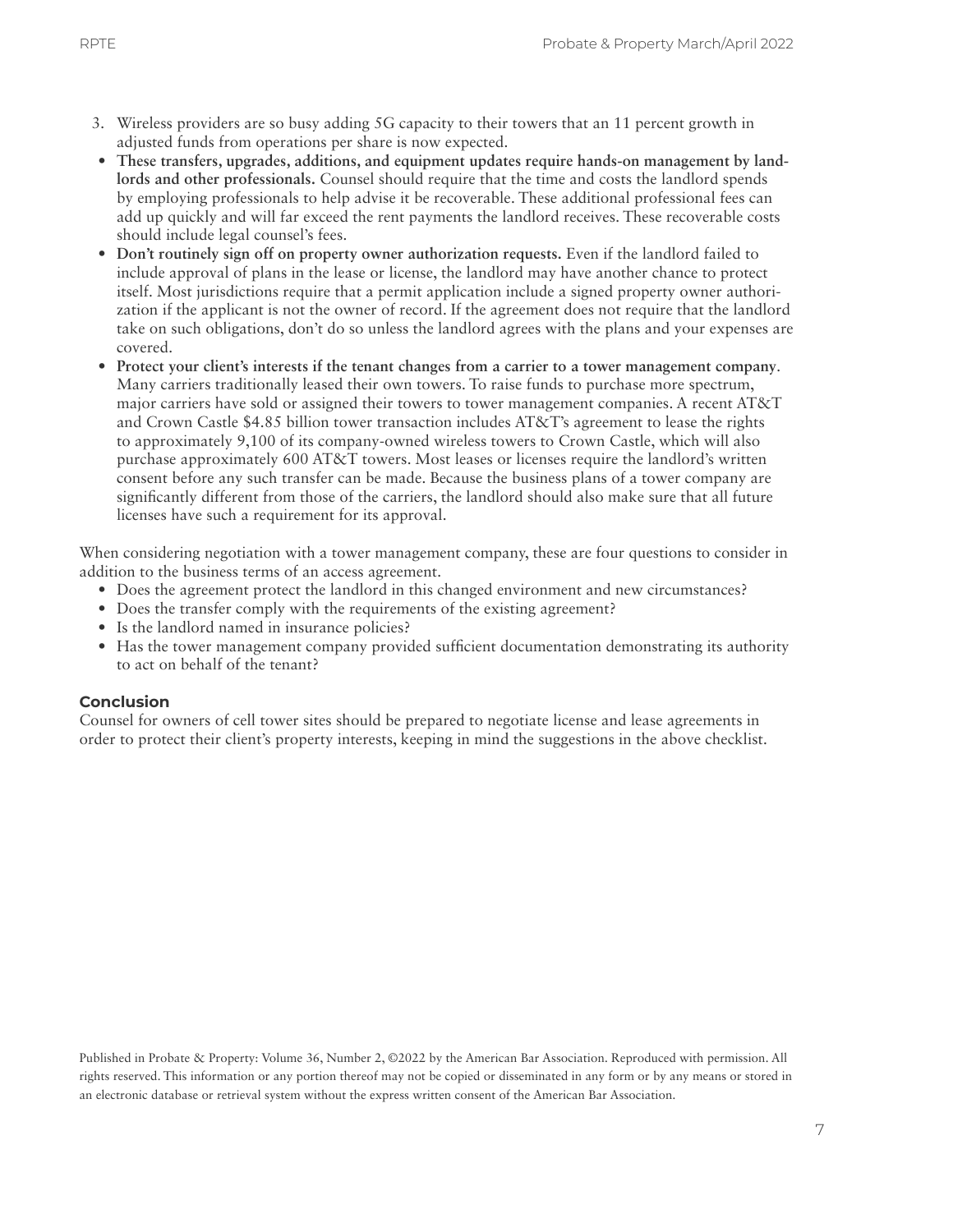3. Wireless providers are so busy adding 5G capacity to their towers that an 11 percent growth in adjusted funds from operations per share is now expected.

- **These transfers, upgrades, additions, and equipment updates require hands-on management by landlords and other professionals.** Counsel should require that the time and costs the landlord spends by employing professionals to help advise it be recoverable. These additional professional fees can add up quickly and will far exceed the rent payments the landlord receives. These recoverable costs should include legal counsel's fees.
- **Don't routinely sign off on property owner authorization requests.** Even if the landlord failed to include approval of plans in the lease or license, the landlord may have another chance to protect itself. Most jurisdictions require that a permit application include a signed property owner authorization if the applicant is not the owner of record. If the agreement does not require that the landlord take on such obligations, don't do so unless the landlord agrees with the plans and your expenses are covered.
- **Protect your client's interests if the tenant changes from a carrier to a tower management company**. Many carriers traditionally leased their own towers. To raise funds to purchase more spectrum, major carriers have sold or assigned their towers to tower management companies. A recent AT&T and Crown Castle $4.85 billion tower transaction includes AT&T's agreement to lease the rights to approximately 9,100 of its company-owned wireless towers to Crown Castle, which will also purchase approximately 600 AT&T towers. Most leases or licenses require the landlord's written consent before any such transfer can be made. Because the business plans of a tower company are significantly different from those of the carriers, the landlord should also make sure that all future licenses have such a requirement for its approval.

When considering negotiation with a tower management company, these are four questions to consider in addition to the business terms of an access agreement.

- Does the agreement protect the landlord in this changed environment and new circumstances?
- Does the transfer comply with the requirements of the existing agreement?
- Is the landlord named in insurance policies?
- Has the tower management company provided sufficient documentation demonstrating its authority to act on behalf of the tenant?

## Conclusion

Counsel for owners of cell tower sites should be prepared to negotiate license and lease agreements in order to protect their client's property interests, keeping in mind the suggestions in the above checklist.

Published in Probate & Property: Volume 36, Number 2, ©2022 by the American Bar Association. Reproduced with permission. All rights reserved. This information or any portion thereof may not be copied or disseminated in any form or by any means or stored in an electronic database or retrieval system without the express written consent of the American Bar Association.